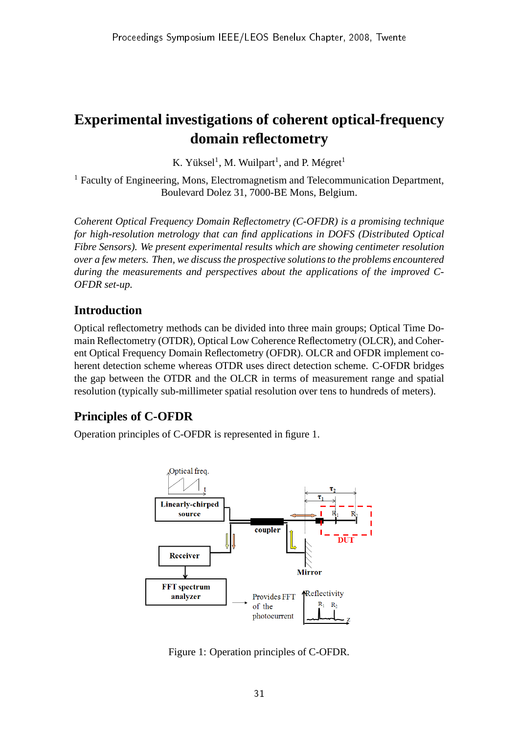# Experimental investigations of coherent optical-frequency domain reflectometry

K. Yüksel[1], M. Wuilpart[1], and P. Mégret[1]

[1] Faculty of Engineering, Mons, Electromagnetism and Telecommunication Department, Boulevard Dolez 31, 7000-BE Mons, Belgium.

*Coherent Optical Frequency Domain Reflectometry (C-OFDR) is a promising technique for high-resolution metrology that can find applications in DOFS (Distributed Optical Fibre Sensors). We present experimental results which are showing centimeter resolution over a few meters. Then, we discuss the prospective solutions to the problems encountered during the measurements and perspectives about the applications of the improved C-OFDR set-up.*

## Introduction

Optical reflectometry methods can be divided into three main groups; Optical Time Domain Reflectometry (OTDR), Optical Low Coherence Reflectometry (OLCR), and Coherent Optical Frequency Domain Reflectometry (OFDR). OLCR and OFDR implement coherent detection scheme whereas OTDR uses direct detection scheme. C-OFDR bridges the gap between the OTDR and the OLCR in terms of measurement range and spatial resolution (typically sub-millimeter spatial resolution over tens to hundreds of meters).

## Principles of C-OFDR

Operation principles of C-OFDR is represented in figure 1.

Figure 1: Operation principles of C-OFDR.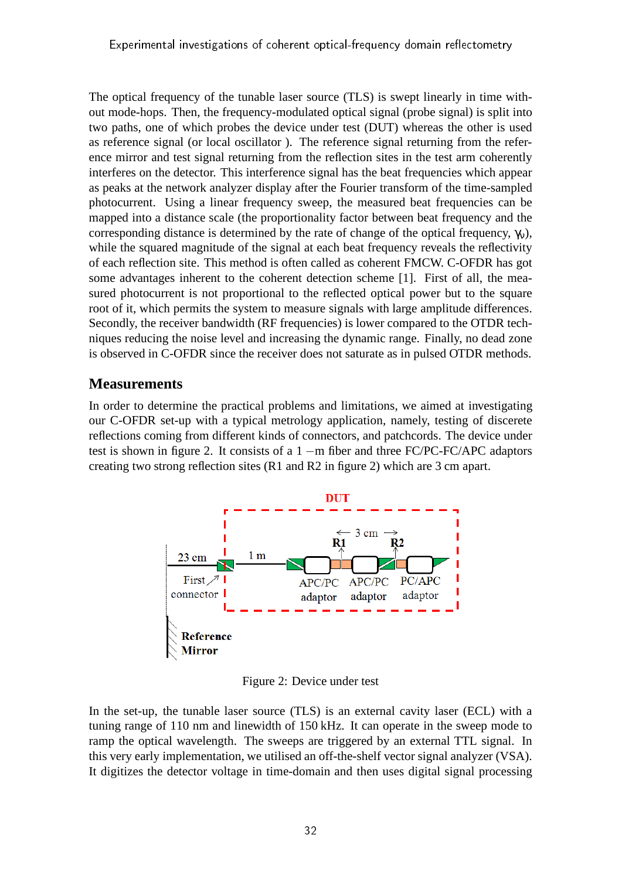The optical frequency of the tunable laser source (TLS) is swept linearly in time without mode-hops. Then, the frequency-modulated optical signal (probe signal) is split into two paths, one of which probes the device under test (DUT) whereas the other is used as reference signal (or local oscillator ). The reference signal returning from the reference mirror and test signal returning from the reflection sites in the test arm coherently interferes on the detector. This interference signal has the beat frequencies which appear as peaks at the network analyzer display after the Fourier transform of the time-sampled photocurrent. Using a linear frequency sweep, the measured beat frequencies can be mapped into a distance scale (the proportionality factor between beat frequency and the corresponding distance is determined by the rate of change of the optical frequency, $\gamma_0$), while the squared magnitude of the signal at each beat frequency reveals the reflectivity of each reflection site. This method is often called as coherent FMCW. C-OFDR has got some advantages inherent to the coherent detection scheme [1]. First of all, the measured photocurrent is not proportional to the reflected optical power but to the square root of it, which permits the system to measure signals with large amplitude differences. Secondly, the receiver bandwidth (RF frequencies) is lower compared to the OTDR techniques reducing the noise level and increasing the dynamic range. Finally, no dead zone is observed in C-OFDR since the receiver does not saturate as in pulsed OTDR methods.

## Measurements

In order to determine the practical problems and limitations, we aimed at investigating our C-OFDR set-up with a typical metrology application, namely, testing of discerete reflections coming from different kinds of connectors, and patchcords. The device under test is shown in figure 2. It consists of a 1 −m fiber and three FC/PC-FC/APC adaptors creating two strong reflection sites (R1 and R2 in figure 2) which are 3 cm apart.

Figure 2: Device under test

In the set-up, the tunable laser source (TLS) is an external cavity laser (ECL) with a tuning range of 110 nm and linewidth of 150 kHz. It can operate in the sweep mode to ramp the optical wavelength. The sweeps are triggered by an external TTL signal. In this very early implementation, we utilised an off-the-shelf vector signal analyzer (VSA). It digitizes the detector voltage in time-domain and then uses digital signal processing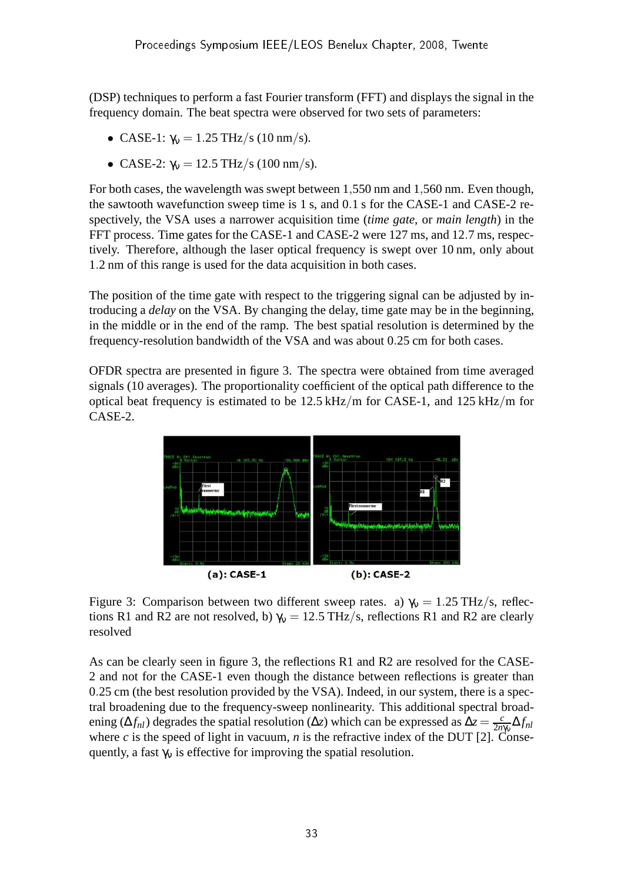(DSP) techniques to perform a fast Fourier transform (FFT) and displays the signal in the frequency domain. The beat spectra were observed for two sets of parameters:

- CASE-1: $\gamma_\nu = 1.25$ THz/s (10 nm/s).
- CASE-2: $\gamma_\nu = 12.5$ THz/s (100 nm/s).

For both cases, the wavelength was swept between 1,550 nm and 1,560 nm. Even though, the sawtooth wavefunction sweep time is 1 s, and 0.1 s for the CASE-1 and CASE-2 respectively, the VSA uses a narrower acquisition time (*time gate*, or *main length*) in the FFT process. Time gates for the CASE-1 and CASE-2 were 127 ms, and 12.7 ms, respectively. Therefore, although the laser optical frequency is swept over 10 nm, only about 1.2 nm of this range is used for the data acquisition in both cases.

The position of the time gate with respect to the triggering signal can be adjusted by introducing a *delay* on the VSA. By changing the delay, time gate may be in the beginning, in the middle or in the end of the ramp. The best spatial resolution is determined by the frequency-resolution bandwidth of the VSA and was about 0.25 cm for both cases.

OFDR spectra are presented in figure 3. The spectra were obtained from time averaged signals (10 averages). The proportionality coefficient of the optical path difference to the optical beat frequency is estimated to be 12.5 kHz/m for CASE-1, and 125 kHz/m for CASE-2.

**(a): CASE-1** **(b): CASE-2**

Figure 3: Comparison between two different sweep rates. a) $\gamma_\nu = 1.25$ THz/s, reflections R1 and R2 are not resolved, b) $\gamma_\nu = 12.5$ THz/s, reflections R1 and R2 are clearly resolved

As can be clearly seen in figure 3, the reflections R1 and R2 are resolved for the CASE-2 and not for the CASE-1 even though the distance between reflections is greater than 0.25 cm (the best resolution provided by the VSA). Indeed, in our system, there is a spectral broadening due to the frequency-sweep nonlinearity. This additional spectral broadening ($\Delta f_{nl}$) degrades the spatial resolution ($\Delta z$) which can be expressed as $\Delta z = \frac{c}{2n\gamma_\nu}\Delta f_{nl}$ where $c$ is the speed of light in vacuum, $n$ is the refractive index of the DUT [2]. Consequently, a fast $\gamma_\nu$ is effective for improving the spatial resolution.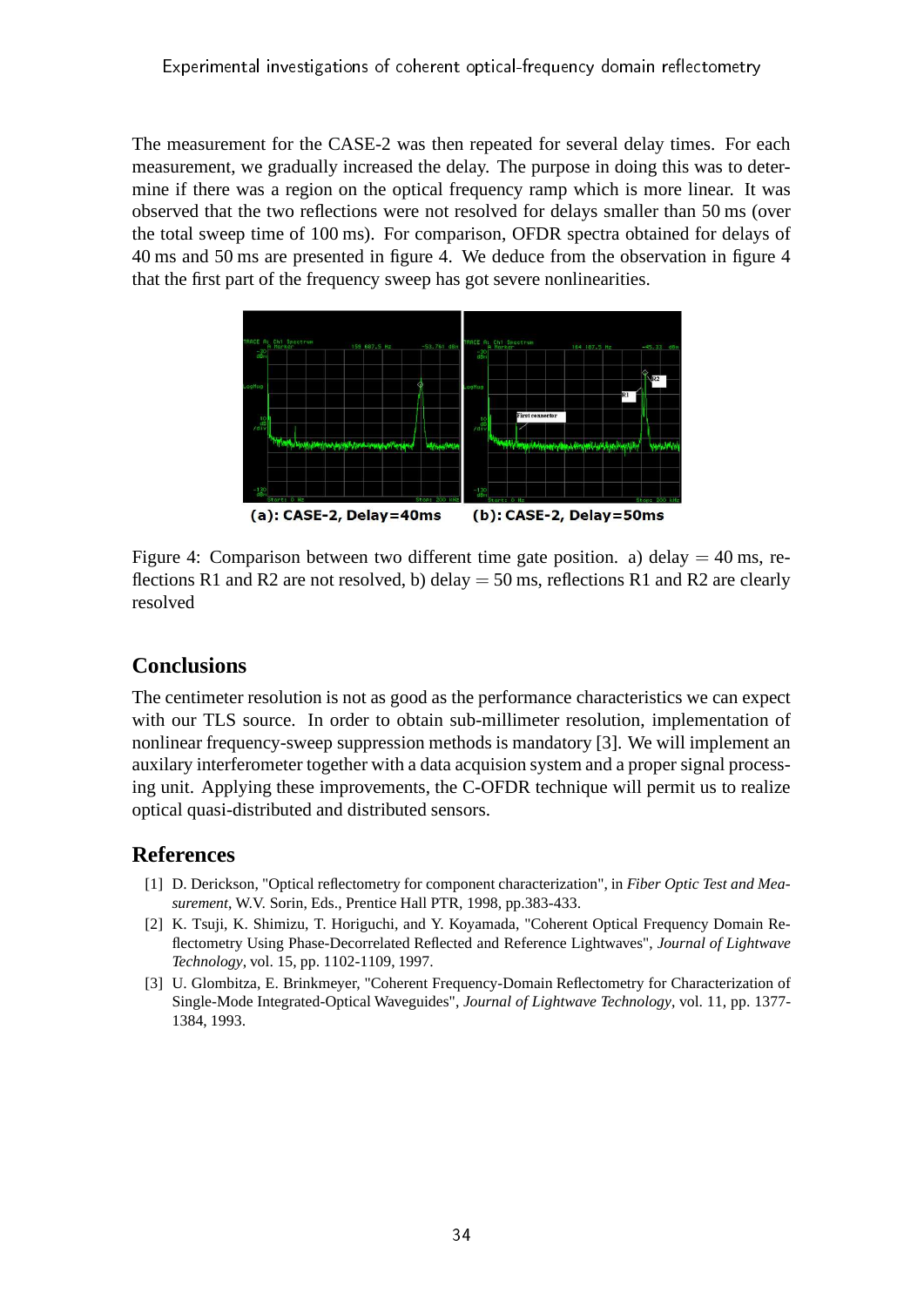The measurement for the CASE-2 was then repeated for several delay times. For each measurement, we gradually increased the delay. The purpose in doing this was to determine if there was a region on the optical frequency ramp which is more linear. It was observed that the two reflections were not resolved for delays smaller than 50 ms (over the total sweep time of 100 ms). For comparison, OFDR spectra obtained for delays of 40 ms and 50 ms are presented in figure 4. We deduce from the observation in figure 4 that the first part of the frequency sweep has got severe nonlinearities.

(a): CASE-2, Delay=40ms

(b): CASE-2, Delay=50ms

Figure 4: Comparison between two different time gate position. a) delay = 40 ms, reflections R1 and R2 are not resolved, b) delay = 50 ms, reflections R1 and R2 are clearly resolved

## Conclusions

The centimeter resolution is not as good as the performance characteristics we can expect with our TLS source. In order to obtain sub-millimeter resolution, implementation of nonlinear frequency-sweep suppression methods is mandatory [3]. We will implement an auxilary interferometer together with a data acquision system and a proper signal processing unit. Applying these improvements, the C-OFDR technique will permit us to realize optical quasi-distributed and distributed sensors.

## References

[1] D. Derickson, "Optical reflectometry for component characterization", in *Fiber Optic Test and Measurement*, W.V. Sorin, Eds., Prentice Hall PTR, 1998, pp.383-433.

[2] K. Tsuji, K. Shimizu, T. Horiguchi, and Y. Koyamada, "Coherent Optical Frequency Domain Reflectometry Using Phase-Decorrelated Reflected and Reference Lightwaves", *Journal of Lightwave Technology*, vol. 15, pp. 1102-1109, 1997.

[3] U. Glombitza, E. Brinkmeyer, "Coherent Frequency-Domain Reflectometry for Characterization of Single-Mode Integrated-Optical Waveguides", *Journal of Lightwave Technology*, vol. 11, pp. 1377-1384, 1993.